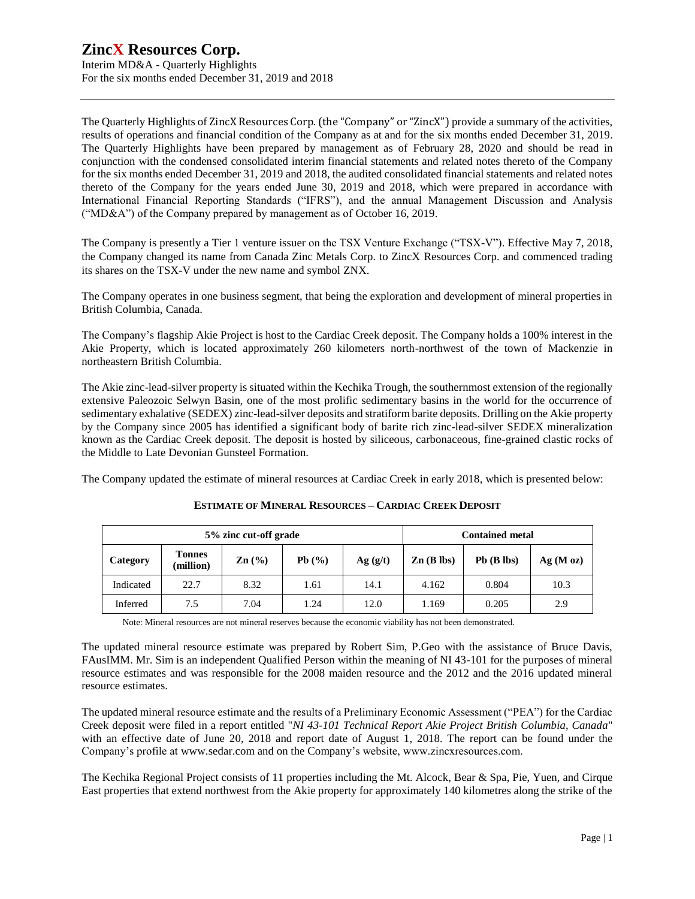# ZincX Resources Corp.

Interim MD&A - Quarterly Highlights
For the six months ended December 31, 2019 and 2018

The Quarterly Highlights of ZincX Resources Corp. (the "Company" or "ZincX") provide a summary of the activities, results of operations and financial condition of the Company as at and for the six months ended December 31, 2019. The Quarterly Highlights have been prepared by management as of February 28, 2020 and should be read in conjunction with the condensed consolidated interim financial statements and related notes thereto of the Company for the six months ended December 31, 2019 and 2018, the audited consolidated financial statements and related notes thereto of the Company for the years ended June 30, 2019 and 2018, which were prepared in accordance with International Financial Reporting Standards ("IFRS"), and the annual Management Discussion and Analysis ("MD&A") of the Company prepared by management as of October 16, 2019.

The Company is presently a Tier 1 venture issuer on the TSX Venture Exchange ("TSX-V"). Effective May 7, 2018, the Company changed its name from Canada Zinc Metals Corp. to ZincX Resources Corp. and commenced trading its shares on the TSX-V under the new name and symbol ZNX.

The Company operates in one business segment, that being the exploration and development of mineral properties in British Columbia, Canada.

The Company's flagship Akie Project is host to the Cardiac Creek deposit. The Company holds a 100% interest in the Akie Property, which is located approximately 260 kilometers north-northwest of the town of Mackenzie in northeastern British Columbia.

The Akie zinc-lead-silver property is situated within the Kechika Trough, the southernmost extension of the regionally extensive Paleozoic Selwyn Basin, one of the most prolific sedimentary basins in the world for the occurrence of sedimentary exhalative (SEDEX) zinc-lead-silver deposits and stratiform barite deposits. Drilling on the Akie property by the Company since 2005 has identified a significant body of barite rich zinc-lead-silver SEDEX mineralization known as the Cardiac Creek deposit. The deposit is hosted by siliceous, carbonaceous, fine-grained clastic rocks of the Middle to Late Devonian Gunsteel Formation.

The Company updated the estimate of mineral resources at Cardiac Creek in early 2018, which is presented below:

**ESTIMATE OF MINERAL RESOURCES – CARDIAC CREEK DEPOSIT**

| 5% zinc cut-off grade | | | | | Contained metal | | |
|---|---|---|---|---|---|---|---|
| **Category** | **Tonnes (million)** | **Zn (%)** | **Pb (%)** | **Ag (g/t)** | **Zn (B lbs)** | **Pb (B lbs)** | **Ag (M oz)** |
| Indicated | 22.7 | 8.32 | 1.61 | 14.1 | 4.162 | 0.804 | 10.3 |
| Inferred | 7.5 | 7.04 | 1.24 | 12.0 | 1.169 | 0.205 | 2.9 |

Note: Mineral resources are not mineral reserves because the economic viability has not been demonstrated.

The updated mineral resource estimate was prepared by Robert Sim, P.Geo with the assistance of Bruce Davis, FAusIMM. Mr. Sim is an independent Qualified Person within the meaning of NI 43-101 for the purposes of mineral resource estimates and was responsible for the 2008 maiden resource and the 2012 and the 2016 updated mineral resource estimates.

The updated mineral resource estimate and the results of a Preliminary Economic Assessment ("PEA") for the Cardiac Creek deposit were filed in a report entitled "*NI 43-101 Technical Report Akie Project British Columbia, Canada*" with an effective date of June 20, 2018 and report date of August 1, 2018. The report can be found under the Company's profile at www.sedar.com and on the Company's website, www.zincxresources.com.

The Kechika Regional Project consists of 11 properties including the Mt. Alcock, Bear & Spa, Pie, Yuen, and Cirque East properties that extend northwest from the Akie property for approximately 140 kilometres along the strike of the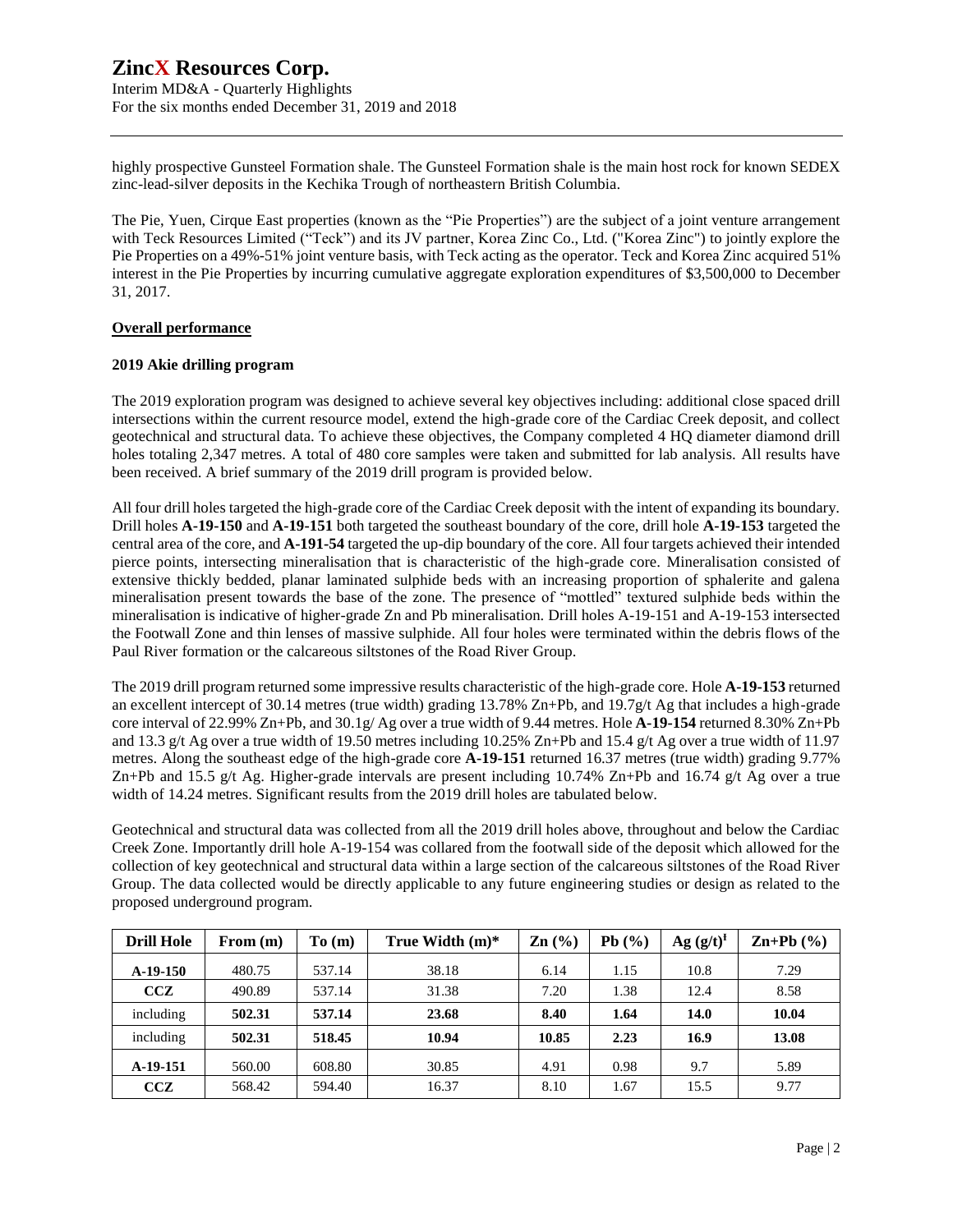highly prospective Gunsteel Formation shale. The Gunsteel Formation shale is the main host rock for known SEDEX zinc-lead-silver deposits in the Kechika Trough of northeastern British Columbia.

The Pie, Yuen, Cirque East properties (known as the "Pie Properties") are the subject of a joint venture arrangement with Teck Resources Limited ("Teck") and its JV partner, Korea Zinc Co., Ltd. ("Korea Zinc") to jointly explore the Pie Properties on a 49%-51% joint venture basis, with Teck acting as the operator. Teck and Korea Zinc acquired 51% interest in the Pie Properties by incurring cumulative aggregate exploration expenditures of $3,500,000 to December 31, 2017.

## Overall performance

### 2019 Akie drilling program

The 2019 exploration program was designed to achieve several key objectives including: additional close spaced drill intersections within the current resource model, extend the high-grade core of the Cardiac Creek deposit, and collect geotechnical and structural data. To achieve these objectives, the Company completed 4 HQ diameter diamond drill holes totaling 2,347 metres. A total of 480 core samples were taken and submitted for lab analysis. All results have been received. A brief summary of the 2019 drill program is provided below.

All four drill holes targeted the high-grade core of the Cardiac Creek deposit with the intent of expanding its boundary. Drill holes **A-19-150** and **A-19-151** both targeted the southeast boundary of the core, drill hole **A-19-153** targeted the central area of the core, and **A-191-54** targeted the up-dip boundary of the core. All four targets achieved their intended pierce points, intersecting mineralisation that is characteristic of the high-grade core. Mineralisation consisted of extensive thickly bedded, planar laminated sulphide beds with an increasing proportion of sphalerite and galena mineralisation present towards the base of the zone. The presence of "mottled" textured sulphide beds within the mineralisation is indicative of higher-grade Zn and Pb mineralisation. Drill holes A-19-151 and A-19-153 intersected the Footwall Zone and thin lenses of massive sulphide. All four holes were terminated within the debris flows of the Paul River formation or the calcareous siltstones of the Road River Group.

The 2019 drill program returned some impressive results characteristic of the high-grade core. Hole **A-19-153** returned an excellent intercept of 30.14 metres (true width) grading 13.78% Zn+Pb, and 19.7g/t Ag that includes a high-grade core interval of 22.99% Zn+Pb, and 30.1g/ Ag over a true width of 9.44 metres. Hole **A-19-154** returned 8.30% Zn+Pb and 13.3 g/t Ag over a true width of 19.50 metres including 10.25% Zn+Pb and 15.4 g/t Ag over a true width of 11.97 metres. Along the southeast edge of the high-grade core **A-19-151** returned 16.37 metres (true width) grading 9.77% Zn+Pb and 15.5 g/t Ag. Higher-grade intervals are present including 10.74% Zn+Pb and 16.74 g/t Ag over a true width of 14.24 metres. Significant results from the 2019 drill holes are tabulated below.

Geotechnical and structural data was collected from all the 2019 drill holes above, throughout and below the Cardiac Creek Zone. Importantly drill hole A-19-154 was collared from the footwall side of the deposit which allowed for the collection of key geotechnical and structural data within a large section of the calcareous siltstones of the Road River Group. The data collected would be directly applicable to any future engineering studies or design as related to the proposed underground program.

| Drill Hole | From (m) | To (m) | True Width (m)* | Zn (%) | Pb (%) | Ag (g/t)[ǂ] | Zn+Pb (%) |
|---|---|---|---|---|---|---|---|
| **A-19-150** | 480.75 | 537.14 | 38.18 | 6.14 | 1.15 | 10.8 | 7.29 |
| **CCZ** | 490.89 | 537.14 | 31.38 | 7.20 | 1.38 | 12.4 | 8.58 |
| including | **502.31** | **537.14** | **23.68** | **8.40** | **1.64** | **14.0** | **10.04** |
| including | **502.31** | **518.45** | **10.94** | **10.85** | **2.23** | **16.9** | **13.08** |
| **A-19-151** | 560.00 | 608.80 | 30.85 | 4.91 | 0.98 | 9.7 | 5.89 |
| **CCZ** | 568.42 | 594.40 | 16.37 | 8.10 | 1.67 | 15.5 | 9.77 |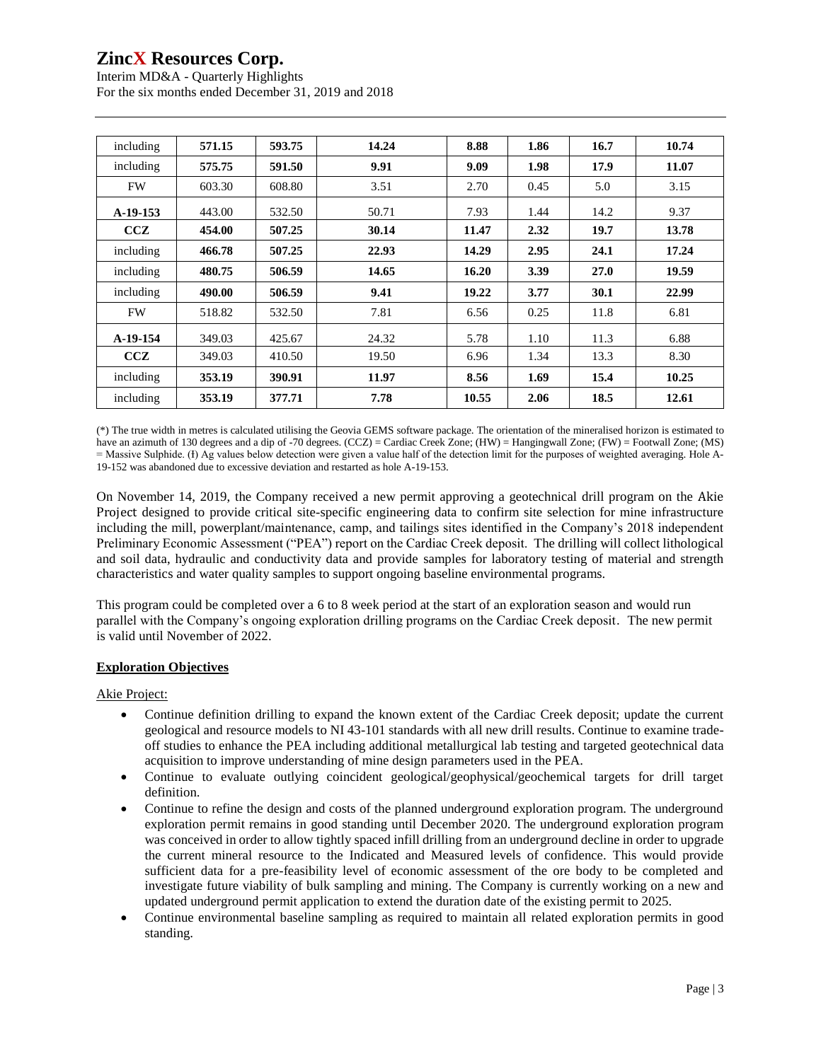| including | **571.15** | **593.75** | **14.24** | **8.88** | **1.86** | **16.7** | **10.74** |
|---|---|---|---|---|---|---|---|
| including | **575.75** | **591.50** | **9.91** | **9.09** | **1.98** | **17.9** | **11.07** |
| FW | 603.30 | 608.80 | 3.51 | 2.70 | 0.45 | 5.0 | 3.15 |
| **A-19-153** | 443.00 | 532.50 | 50.71 | 7.93 | 1.44 | 14.2 | 9.37 |
| **CCZ** | **454.00** | **507.25** | **30.14** | **11.47** | **2.32** | **19.7** | **13.78** |
| including | **466.78** | **507.25** | **22.93** | **14.29** | **2.95** | **24.1** | **17.24** |
| including | **480.75** | **506.59** | **14.65** | **16.20** | **3.39** | **27.0** | **19.59** |
| including | **490.00** | **506.59** | **9.41** | **19.22** | **3.77** | **30.1** | **22.99** |
| FW | 518.82 | 532.50 | 7.81 | 6.56 | 0.25 | 11.8 | 6.81 |
| **A-19-154** | 349.03 | 425.67 | 24.32 | 5.78 | 1.10 | 11.3 | 6.88 |
| **CCZ** | 349.03 | 410.50 | 19.50 | 6.96 | 1.34 | 13.3 | 8.30 |
| including | **353.19** | **390.91** | **11.97** | **8.56** | **1.69** | **15.4** | **10.25** |
| including | **353.19** | **377.71** | **7.78** | **10.55** | **2.06** | **18.5** | **12.61** |

(*) The true width in metres is calculated utilising the Geovia GEMS software package. The orientation of the mineralised horizon is estimated to have an azimuth of 130 degrees and a dip of -70 degrees. (CCZ) = Cardiac Creek Zone; (HW) = Hangingwall Zone; (FW) = Footwall Zone; (MS) = Massive Sulphide. (Ɨ) Ag values below detection were given a value half of the detection limit for the purposes of weighted averaging. Hole A-19-152 was abandoned due to excessive deviation and restarted as hole A-19-153.

On November 14, 2019, the Company received a new permit approving a geotechnical drill program on the Akie Project designed to provide critical site-specific engineering data to confirm site selection for mine infrastructure including the mill, powerplant/maintenance, camp, and tailings sites identified in the Company's 2018 independent Preliminary Economic Assessment ("PEA") report on the Cardiac Creek deposit. The drilling will collect lithological and soil data, hydraulic and conductivity data and provide samples for laboratory testing of material and strength characteristics and water quality samples to support ongoing baseline environmental programs.

This program could be completed over a 6 to 8 week period at the start of an exploration season and would run parallel with the Company's ongoing exploration drilling programs on the Cardiac Creek deposit. The new permit is valid until November of 2022.

**Exploration Objectives**

Akie Project:

- Continue definition drilling to expand the known extent of the Cardiac Creek deposit; update the current geological and resource models to NI 43-101 standards with all new drill results. Continue to examine trade-off studies to enhance the PEA including additional metallurgical lab testing and targeted geotechnical data acquisition to improve understanding of mine design parameters used in the PEA.
- Continue to evaluate outlying coincident geological/geophysical/geochemical targets for drill target definition.
- Continue to refine the design and costs of the planned underground exploration program. The underground exploration permit remains in good standing until December 2020. The underground exploration program was conceived in order to allow tightly spaced infill drilling from an underground decline in order to upgrade the current mineral resource to the Indicated and Measured levels of confidence. This would provide sufficient data for a pre-feasibility level of economic assessment of the ore body to be completed and investigate future viability of bulk sampling and mining. The Company is currently working on a new and updated underground permit application to extend the duration date of the existing permit to 2025.
- Continue environmental baseline sampling as required to maintain all related exploration permits in good standing.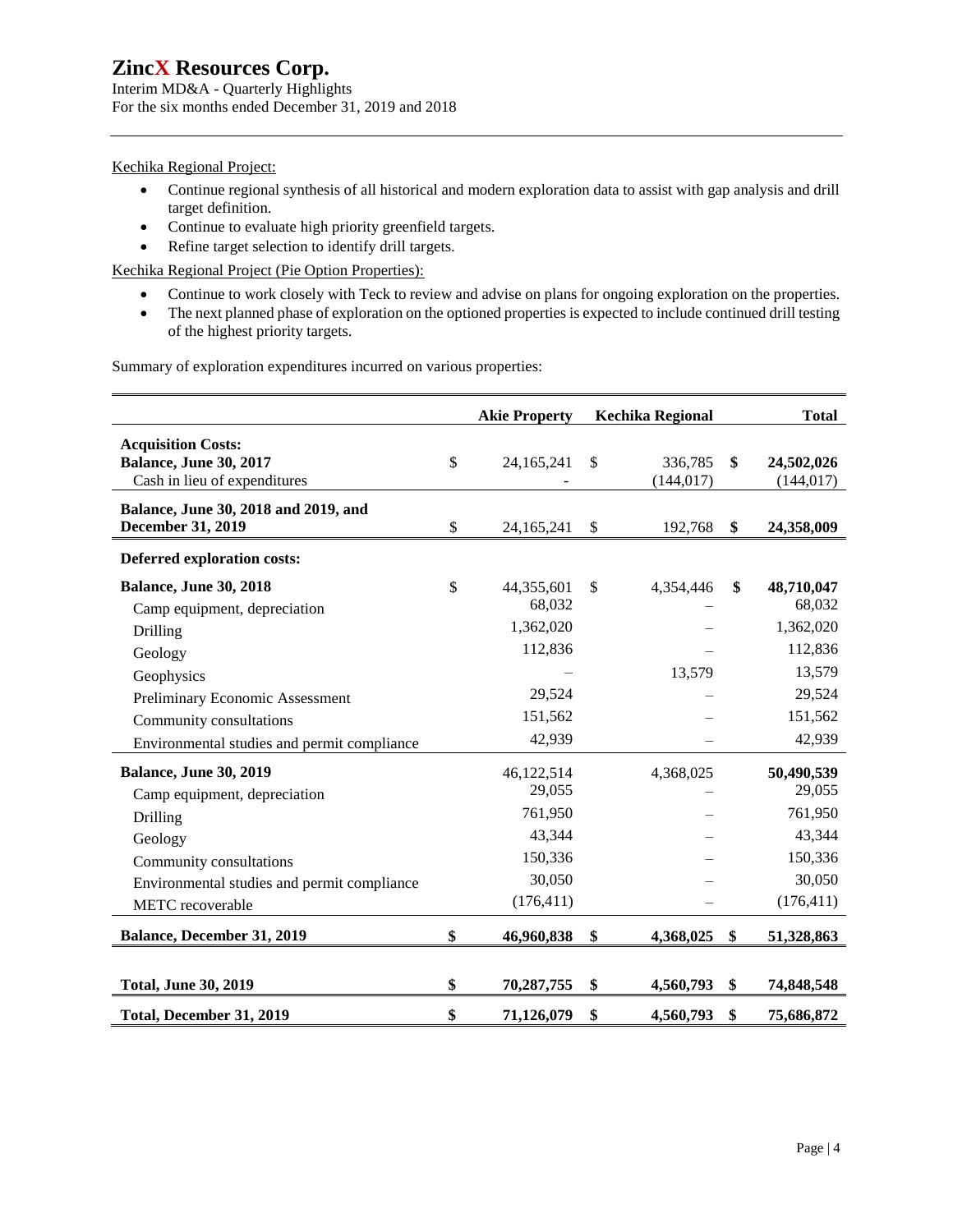Kechika Regional Project:

- Continue regional synthesis of all historical and modern exploration data to assist with gap analysis and drill target definition.
- Continue to evaluate high priority greenfield targets.
- Refine target selection to identify drill targets.

Kechika Regional Project (Pie Option Properties):

- Continue to work closely with Teck to review and advise on plans for ongoing exploration on the properties.
- The next planned phase of exploration on the optioned properties is expected to include continued drill testing of the highest priority targets.

Summary of exploration expenditures incurred on various properties:

| | Akie Property | Kechika Regional | Total |
|---|---|---|---|
| **Acquisition Costs:** | | | |
| **Balance, June 30, 2017** | $ 24,165,241 | $ 336,785 | **$ 24,502,026** |
| Cash in lieu of expenditures | - | (144,017) | (144,017) |
| **Balance, June 30, 2018 and 2019, and December 31, 2019** | $ 24,165,241 | $ 192,768 | **$ 24,358,009** |
| **Deferred exploration costs:** | | | |
| **Balance, June 30, 2018** | $ 44,355,601 | $ 4,354,446 | **$ 48,710,047** |
| Camp equipment, depreciation | 68,032 | – | 68,032 |
| Drilling | 1,362,020 | – | 1,362,020 |
| Geology | 112,836 | – | 112,836 |
| Geophysics | – | 13,579 | 13,579 |
| Preliminary Economic Assessment | 29,524 | – | 29,524 |
| Community consultations | 151,562 | – | 151,562 |
| Environmental studies and permit compliance | 42,939 | – | 42,939 |
| **Balance, June 30, 2019** | 46,122,514 | 4,368,025 | **50,490,539** |
| Camp equipment, depreciation | 29,055 | – | 29,055 |
| Drilling | 761,950 | – | 761,950 |
| Geology | 43,344 | – | 43,344 |
| Community consultations | 150,336 | – | 150,336 |
| Environmental studies and permit compliance | 30,050 | – | 30,050 |
| METC recoverable | (176,411) | – | (176,411) |
| **Balance, December 31, 2019** | **$ 46,960,838** | **$ 4,368,025** | **$ 51,328,863** |
| **Total, June 30, 2019** | **$ 70,287,755** | **$ 4,560,793** | **$ 74,848,548** |
| **Total, December 31, 2019** | **$ 71,126,079** | **$ 4,560,793** | **$ 75,686,872** |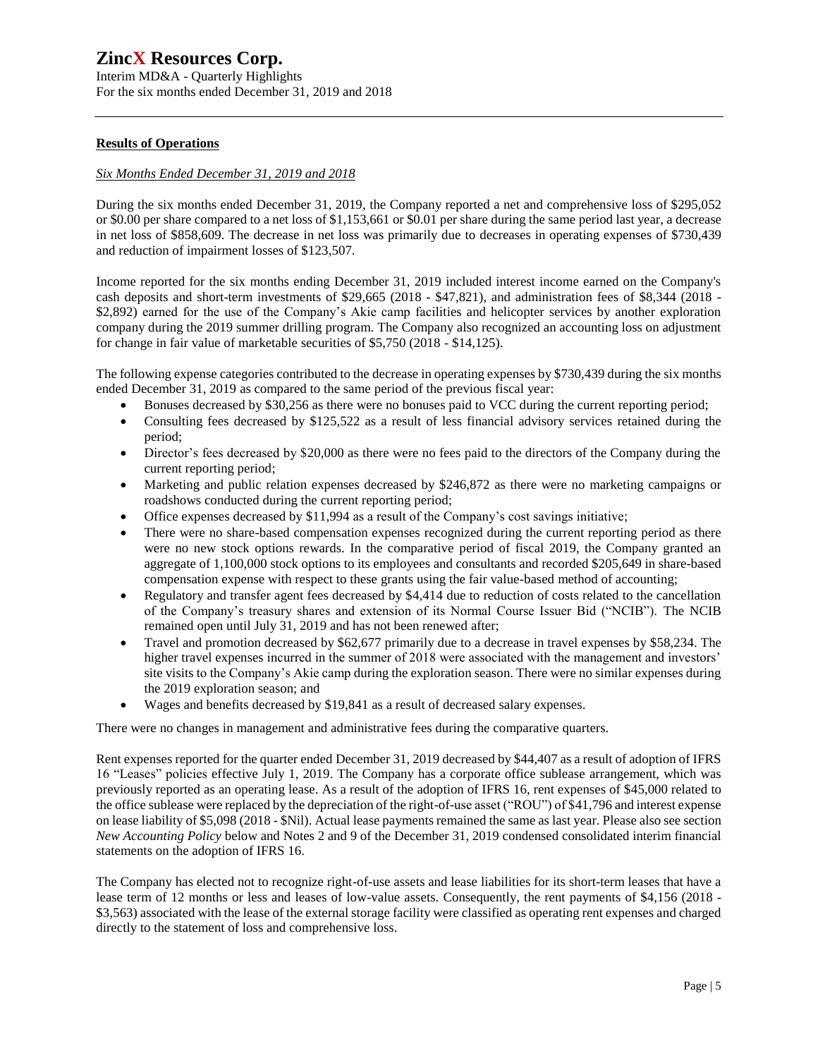## Results of Operations

*Six Months Ended December 31, 2019 and 2018*

During the six months ended December 31, 2019, the Company reported a net and comprehensive loss of $295,052 or $0.00 per share compared to a net loss of $1,153,661 or $0.01 per share during the same period last year, a decrease in net loss of $858,609. The decrease in net loss was primarily due to decreases in operating expenses of $730,439 and reduction of impairment losses of $123,507.

Income reported for the six months ending December 31, 2019 included interest income earned on the Company's cash deposits and short-term investments of $29,665 (2018 - $47,821), and administration fees of $8,344 (2018 - $2,892) earned for the use of the Company's Akie camp facilities and helicopter services by another exploration company during the 2019 summer drilling program. The Company also recognized an accounting loss on adjustment for change in fair value of marketable securities of $5,750 (2018 - $14,125).

The following expense categories contributed to the decrease in operating expenses by $730,439 during the six months ended December 31, 2019 as compared to the same period of the previous fiscal year:

- Bonuses decreased by $30,256 as there were no bonuses paid to VCC during the current reporting period;
- Consulting fees decreased by $125,522 as a result of less financial advisory services retained during the period;
- Director's fees decreased by $20,000 as there were no fees paid to the directors of the Company during the current reporting period;
- Marketing and public relation expenses decreased by $246,872 as there were no marketing campaigns or roadshows conducted during the current reporting period;
- Office expenses decreased by $11,994 as a result of the Company's cost savings initiative;
- There were no share-based compensation expenses recognized during the current reporting period as there were no new stock options rewards. In the comparative period of fiscal 2019, the Company granted an aggregate of 1,100,000 stock options to its employees and consultants and recorded $205,649 in share-based compensation expense with respect to these grants using the fair value-based method of accounting;
- Regulatory and transfer agent fees decreased by $4,414 due to reduction of costs related to the cancellation of the Company's treasury shares and extension of its Normal Course Issuer Bid ("NCIB"). The NCIB remained open until July 31, 2019 and has not been renewed after;
- Travel and promotion decreased by $62,677 primarily due to a decrease in travel expenses by $58,234. The higher travel expenses incurred in the summer of 2018 were associated with the management and investors' site visits to the Company's Akie camp during the exploration season. There were no similar expenses during the 2019 exploration season; and
- Wages and benefits decreased by $19,841 as a result of decreased salary expenses.

There were no changes in management and administrative fees during the comparative quarters.

Rent expenses reported for the quarter ended December 31, 2019 decreased by $44,407 as a result of adoption of IFRS 16 "Leases" policies effective July 1, 2019. The Company has a corporate office sublease arrangement, which was previously reported as an operating lease. As a result of the adoption of IFRS 16, rent expenses of $45,000 related to the office sublease were replaced by the depreciation of the right-of-use asset ("ROU") of $41,796 and interest expense on lease liability of $5,098 (2018 - $Nil). Actual lease payments remained the same as last year. Please also see section *New Accounting Policy* below and Notes 2 and 9 of the December 31, 2019 condensed consolidated interim financial statements on the adoption of IFRS 16.

The Company has elected not to recognize right-of-use assets and lease liabilities for its short-term leases that have a lease term of 12 months or less and leases of low-value assets. Consequently, the rent payments of $4,156 (2018 - $3,563) associated with the lease of the external storage facility were classified as operating rent expenses and charged directly to the statement of loss and comprehensive loss.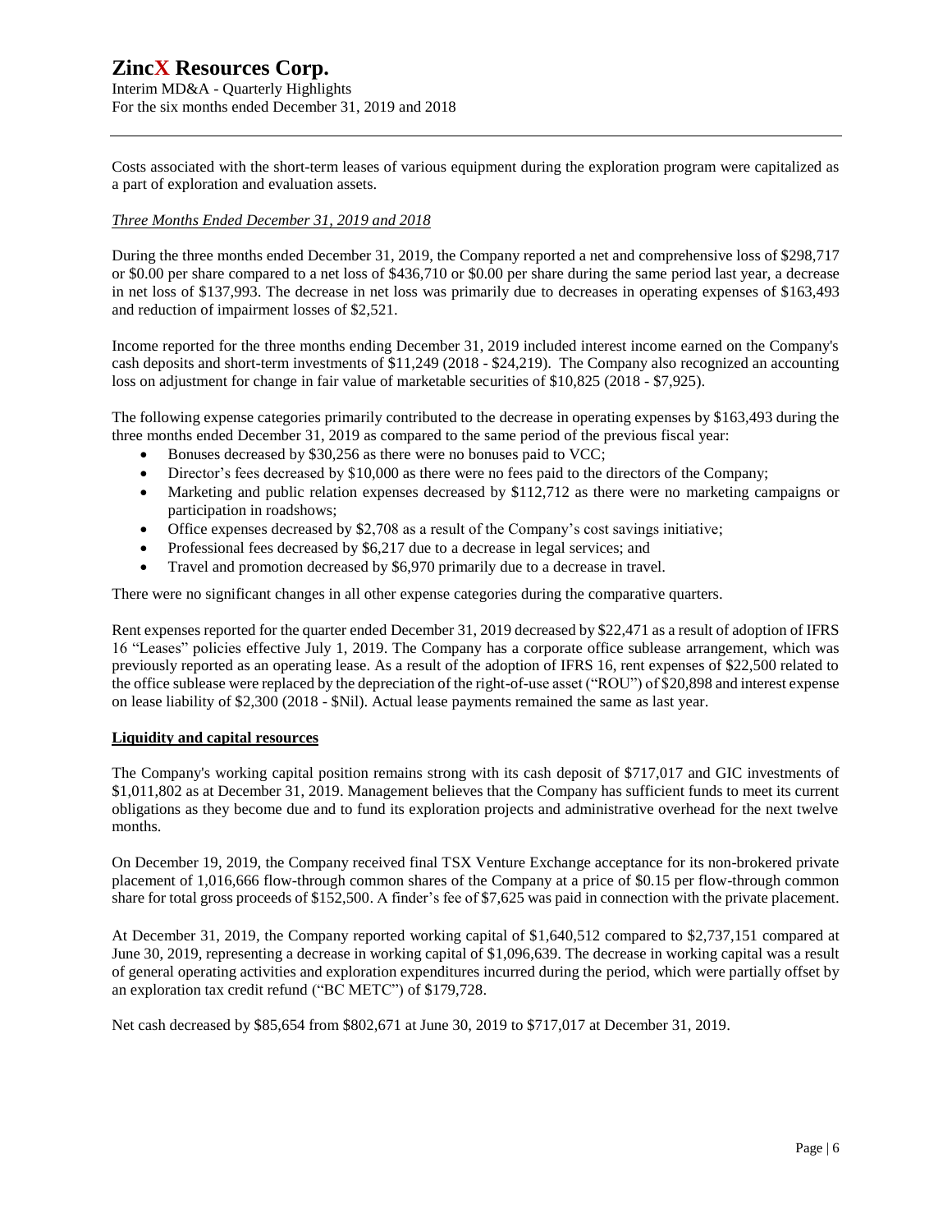Costs associated with the short-term leases of various equipment during the exploration program were capitalized as a part of exploration and evaluation assets.

*Three Months Ended December 31, 2019 and 2018*

During the three months ended December 31, 2019, the Company reported a net and comprehensive loss of $298,717 or $0.00 per share compared to a net loss of $436,710 or $0.00 per share during the same period last year, a decrease in net loss of $137,993. The decrease in net loss was primarily due to decreases in operating expenses of $163,493 and reduction of impairment losses of $2,521.

Income reported for the three months ending December 31, 2019 included interest income earned on the Company's cash deposits and short-term investments of $11,249 (2018 - $24,219). The Company also recognized an accounting loss on adjustment for change in fair value of marketable securities of $10,825 (2018 - $7,925).

The following expense categories primarily contributed to the decrease in operating expenses by $163,493 during the three months ended December 31, 2019 as compared to the same period of the previous fiscal year:

- Bonuses decreased by $30,256 as there were no bonuses paid to VCC;
- Director's fees decreased by $10,000 as there were no fees paid to the directors of the Company;
- Marketing and public relation expenses decreased by $112,712 as there were no marketing campaigns or participation in roadshows;
- Office expenses decreased by $2,708 as a result of the Company's cost savings initiative;
- Professional fees decreased by $6,217 due to a decrease in legal services; and
- Travel and promotion decreased by $6,970 primarily due to a decrease in travel.

There were no significant changes in all other expense categories during the comparative quarters.

Rent expenses reported for the quarter ended December 31, 2019 decreased by $22,471 as a result of adoption of IFRS 16 "Leases" policies effective July 1, 2019. The Company has a corporate office sublease arrangement, which was previously reported as an operating lease. As a result of the adoption of IFRS 16, rent expenses of $22,500 related to the office sublease were replaced by the depreciation of the right-of-use asset ("ROU") of $20,898 and interest expense on lease liability of $2,300 (2018 - $Nil). Actual lease payments remained the same as last year.

**Liquidity and capital resources**

The Company's working capital position remains strong with its cash deposit of $717,017 and GIC investments of $1,011,802 as at December 31, 2019. Management believes that the Company has sufficient funds to meet its current obligations as they become due and to fund its exploration projects and administrative overhead for the next twelve months.

On December 19, 2019, the Company received final TSX Venture Exchange acceptance for its non-brokered private placement of 1,016,666 flow-through common shares of the Company at a price of $0.15 per flow-through common share for total gross proceeds of $152,500. A finder's fee of $7,625 was paid in connection with the private placement.

At December 31, 2019, the Company reported working capital of $1,640,512 compared to $2,737,151 compared at June 30, 2019, representing a decrease in working capital of $1,096,639. The decrease in working capital was a result of general operating activities and exploration expenditures incurred during the period, which were partially offset by an exploration tax credit refund ("BC METC") of $179,728.

Net cash decreased by $85,654 from $802,671 at June 30, 2019 to $717,017 at December 31, 2019.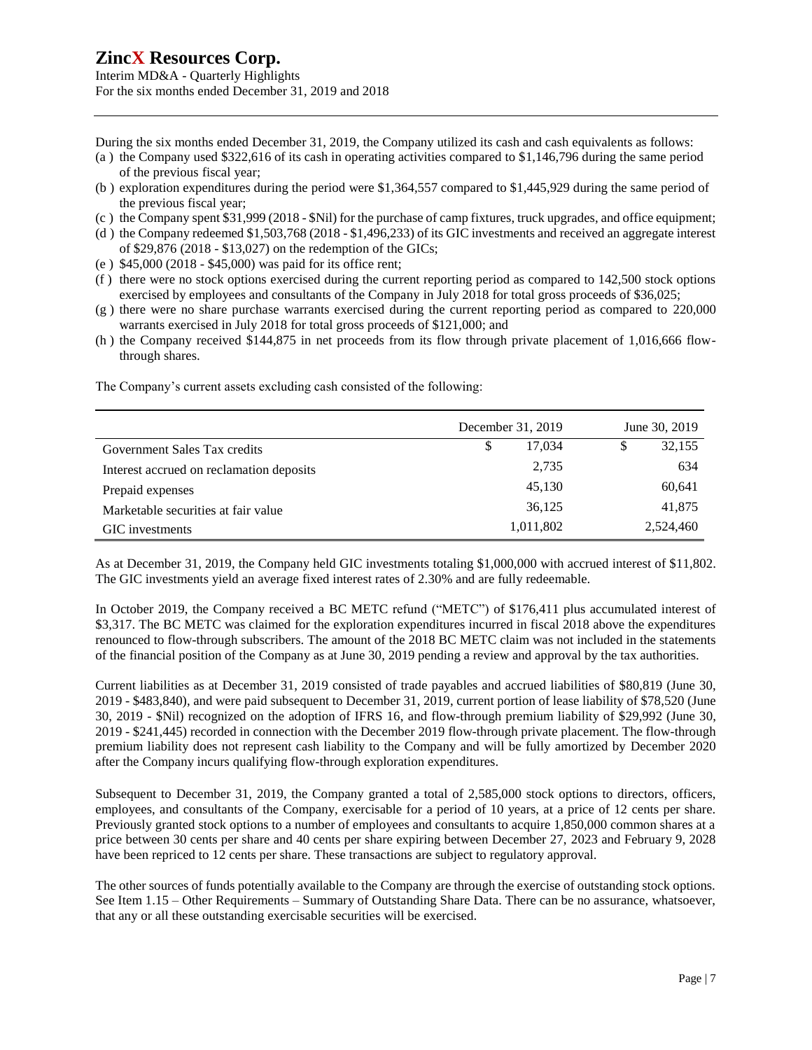During the six months ended December 31, 2019, the Company utilized its cash and cash equivalents as follows:

(a ) the Company used $322,616 of its cash in operating activities compared to $1,146,796 during the same period of the previous fiscal year;

(b ) exploration expenditures during the period were $1,364,557 compared to $1,445,929 during the same period of the previous fiscal year;

(c ) the Company spent $31,999 (2018 - $Nil) for the purchase of camp fixtures, truck upgrades, and office equipment;

(d ) the Company redeemed $1,503,768 (2018 - $1,496,233) of its GIC investments and received an aggregate interest of $29,876 (2018 - $13,027) on the redemption of the GICs;

(e ) $45,000 (2018 - $45,000) was paid for its office rent;

(f ) there were no stock options exercised during the current reporting period as compared to 142,500 stock options exercised by employees and consultants of the Company in July 2018 for total gross proceeds of $36,025;

(g ) there were no share purchase warrants exercised during the current reporting period as compared to 220,000 warrants exercised in July 2018 for total gross proceeds of $121,000; and

(h ) the Company received $144,875 in net proceeds from its flow through private placement of 1,016,666 flow-through shares.

The Company's current assets excluding cash consisted of the following:

| | December 31, 2019 | June 30, 2019 |
|---|---|---|
| Government Sales Tax credits | $ 17,034 | $ 32,155 |
| Interest accrued on reclamation deposits | 2,735 | 634 |
| Prepaid expenses | 45,130 | 60,641 |
| Marketable securities at fair value | 36,125 | 41,875 |
| GIC investments | 1,011,802 | 2,524,460 |

As at December 31, 2019, the Company held GIC investments totaling $1,000,000 with accrued interest of $11,802. The GIC investments yield an average fixed interest rates of 2.30% and are fully redeemable.

In October 2019, the Company received a BC METC refund ("METC") of $176,411 plus accumulated interest of $3,317. The BC METC was claimed for the exploration expenditures incurred in fiscal 2018 above the expenditures renounced to flow-through subscribers. The amount of the 2018 BC METC claim was not included in the statements of the financial position of the Company as at June 30, 2019 pending a review and approval by the tax authorities.

Current liabilities as at December 31, 2019 consisted of trade payables and accrued liabilities of $80,819 (June 30, 2019 - $483,840), and were paid subsequent to December 31, 2019, current portion of lease liability of $78,520 (June 30, 2019 - $Nil) recognized on the adoption of IFRS 16, and flow-through premium liability of $29,992 (June 30, 2019 - $241,445) recorded in connection with the December 2019 flow-through private placement. The flow-through premium liability does not represent cash liability to the Company and will be fully amortized by December 2020 after the Company incurs qualifying flow-through exploration expenditures.

Subsequent to December 31, 2019, the Company granted a total of 2,585,000 stock options to directors, officers, employees, and consultants of the Company, exercisable for a period of 10 years, at a price of 12 cents per share. Previously granted stock options to a number of employees and consultants to acquire 1,850,000 common shares at a price between 30 cents per share and 40 cents per share expiring between December 27, 2023 and February 9, 2028 have been repriced to 12 cents per share. These transactions are subject to regulatory approval.

The other sources of funds potentially available to the Company are through the exercise of outstanding stock options. See Item 1.15 – Other Requirements – Summary of Outstanding Share Data. There can be no assurance, whatsoever, that any or all these outstanding exercisable securities will be exercised.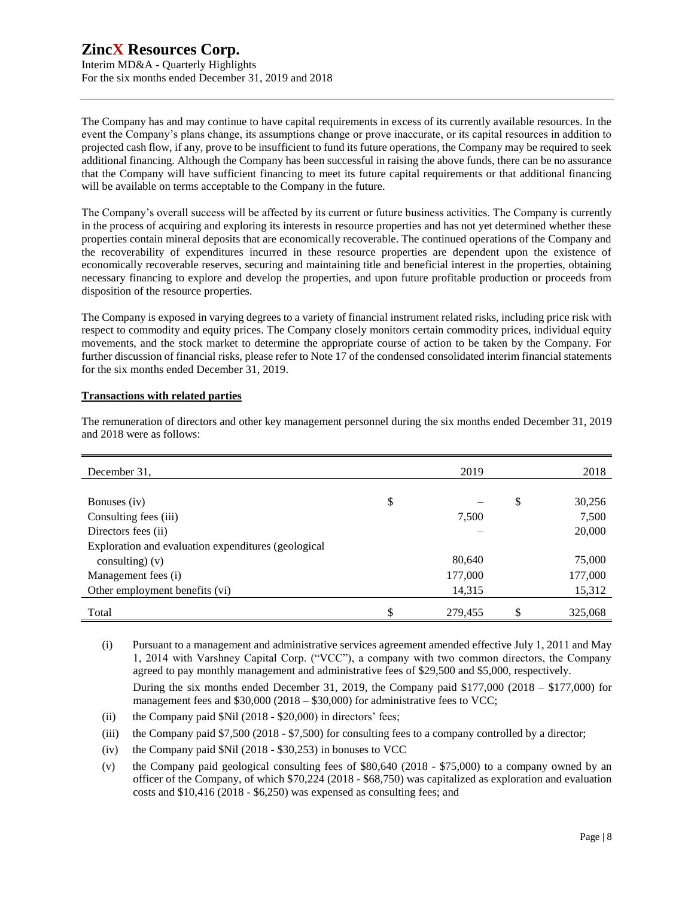The Company has and may continue to have capital requirements in excess of its currently available resources. In the event the Company's plans change, its assumptions change or prove inaccurate, or its capital resources in addition to projected cash flow, if any, prove to be insufficient to fund its future operations, the Company may be required to seek additional financing. Although the Company has been successful in raising the above funds, there can be no assurance that the Company will have sufficient financing to meet its future capital requirements or that additional financing will be available on terms acceptable to the Company in the future.

The Company's overall success will be affected by its current or future business activities. The Company is currently in the process of acquiring and exploring its interests in resource properties and has not yet determined whether these properties contain mineral deposits that are economically recoverable. The continued operations of the Company and the recoverability of expenditures incurred in these resource properties are dependent upon the existence of economically recoverable reserves, securing and maintaining title and beneficial interest in the properties, obtaining necessary financing to explore and develop the properties, and upon future profitable production or proceeds from disposition of the resource properties.

The Company is exposed in varying degrees to a variety of financial instrument related risks, including price risk with respect to commodity and equity prices. The Company closely monitors certain commodity prices, individual equity movements, and the stock market to determine the appropriate course of action to be taken by the Company. For further discussion of financial risks, please refer to Note 17 of the condensed consolidated interim financial statements for the six months ended December 31, 2019.

**Transactions with related parties**

The remuneration of directors and other key management personnel during the six months ended December 31, 2019 and 2018 were as follows:

| December 31, | 2019 | 2018 |
|---|---|---|
| Bonuses (iv) | $ – | $ 30,256 |
| Consulting fees (iii) | 7,500 | 7,500 |
| Directors fees (ii) | – | 20,000 |
| Exploration and evaluation expenditures (geological consulting) (v) | 80,640 | 75,000 |
| Management fees (i) | 177,000 | 177,000 |
| Other employment benefits (vi) | 14,315 | 15,312 |
| Total | $ 279,455 | $ 325,068 |

(i) Pursuant to a management and administrative services agreement amended effective July 1, 2011 and May 1, 2014 with Varshney Capital Corp. ("VCC"), a company with two common directors, the Company agreed to pay monthly management and administrative fees of $29,500 and $5,000, respectively.

During the six months ended December 31, 2019, the Company paid $177,000 (2018 – $177,000) for management fees and $30,000 (2018 – $30,000) for administrative fees to VCC;

(ii) the Company paid $Nil (2018 - $20,000) in directors' fees;

(iii) the Company paid $7,500 (2018 - $7,500) for consulting fees to a company controlled by a director;

(iv) the Company paid $Nil (2018 - $30,253) in bonuses to VCC

(v) the Company paid geological consulting fees of $80,640 (2018 - $75,000) to a company owned by an officer of the Company, of which $70,224 (2018 - $68,750) was capitalized as exploration and evaluation costs and $10,416 (2018 - $6,250) was expensed as consulting fees; and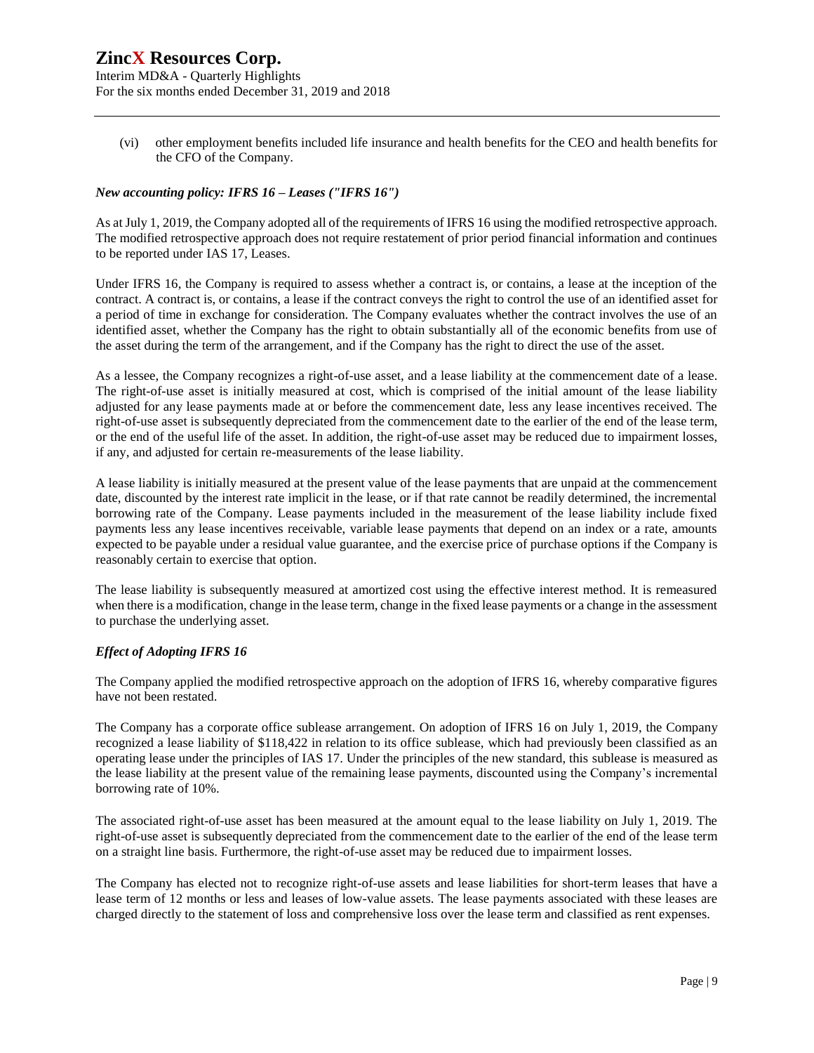(vi) other employment benefits included life insurance and health benefits for the CEO and health benefits for the CFO of the Company.

***New accounting policy: IFRS 16 – Leases ("IFRS 16")***

As at July 1, 2019, the Company adopted all of the requirements of IFRS 16 using the modified retrospective approach. The modified retrospective approach does not require restatement of prior period financial information and continues to be reported under IAS 17, Leases.

Under IFRS 16, the Company is required to assess whether a contract is, or contains, a lease at the inception of the contract. A contract is, or contains, a lease if the contract conveys the right to control the use of an identified asset for a period of time in exchange for consideration. The Company evaluates whether the contract involves the use of an identified asset, whether the Company has the right to obtain substantially all of the economic benefits from use of the asset during the term of the arrangement, and if the Company has the right to direct the use of the asset.

As a lessee, the Company recognizes a right-of-use asset, and a lease liability at the commencement date of a lease. The right-of-use asset is initially measured at cost, which is comprised of the initial amount of the lease liability adjusted for any lease payments made at or before the commencement date, less any lease incentives received. The right-of-use asset is subsequently depreciated from the commencement date to the earlier of the end of the lease term, or the end of the useful life of the asset. In addition, the right-of-use asset may be reduced due to impairment losses, if any, and adjusted for certain re-measurements of the lease liability.

A lease liability is initially measured at the present value of the lease payments that are unpaid at the commencement date, discounted by the interest rate implicit in the lease, or if that rate cannot be readily determined, the incremental borrowing rate of the Company. Lease payments included in the measurement of the lease liability include fixed payments less any lease incentives receivable, variable lease payments that depend on an index or a rate, amounts expected to be payable under a residual value guarantee, and the exercise price of purchase options if the Company is reasonably certain to exercise that option.

The lease liability is subsequently measured at amortized cost using the effective interest method. It is remeasured when there is a modification, change in the lease term, change in the fixed lease payments or a change in the assessment to purchase the underlying asset.

***Effect of Adopting IFRS 16***

The Company applied the modified retrospective approach on the adoption of IFRS 16, whereby comparative figures have not been restated.

The Company has a corporate office sublease arrangement. On adoption of IFRS 16 on July 1, 2019, the Company recognized a lease liability of $118,422 in relation to its office sublease, which had previously been classified as an operating lease under the principles of IAS 17. Under the principles of the new standard, this sublease is measured as the lease liability at the present value of the remaining lease payments, discounted using the Company's incremental borrowing rate of 10%.

The associated right-of-use asset has been measured at the amount equal to the lease liability on July 1, 2019. The right-of-use asset is subsequently depreciated from the commencement date to the earlier of the end of the lease term on a straight line basis. Furthermore, the right-of-use asset may be reduced due to impairment losses.

The Company has elected not to recognize right-of-use assets and lease liabilities for short-term leases that have a lease term of 12 months or less and leases of low-value assets. The lease payments associated with these leases are charged directly to the statement of loss and comprehensive loss over the lease term and classified as rent expenses.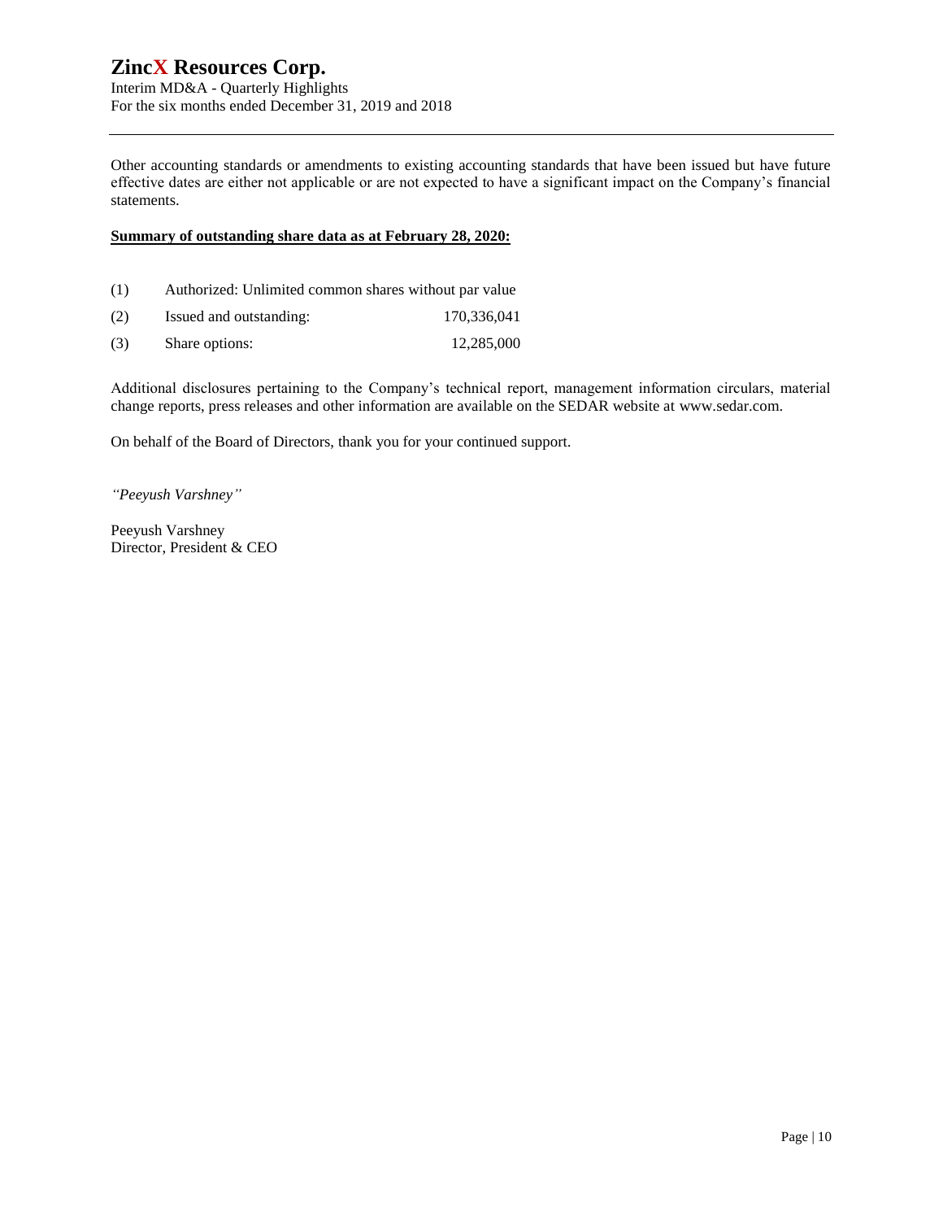Other accounting standards or amendments to existing accounting standards that have been issued but have future effective dates are either not applicable or are not expected to have a significant impact on the Company's financial statements.

**Summary of outstanding share data as at February 28, 2020:**

| | | |
|---|---|---|
| (1) | Authorized: Unlimited common shares without par value | |
| (2) | Issued and outstanding: | 170,336,041 |
| (3) | Share options: | 12,285,000 |

Additional disclosures pertaining to the Company's technical report, management information circulars, material change reports, press releases and other information are available on the SEDAR website at www.sedar.com.

On behalf of the Board of Directors, thank you for your continued support.

*"Peeyush Varshney"*

Peeyush Varshney
Director, President & CEO